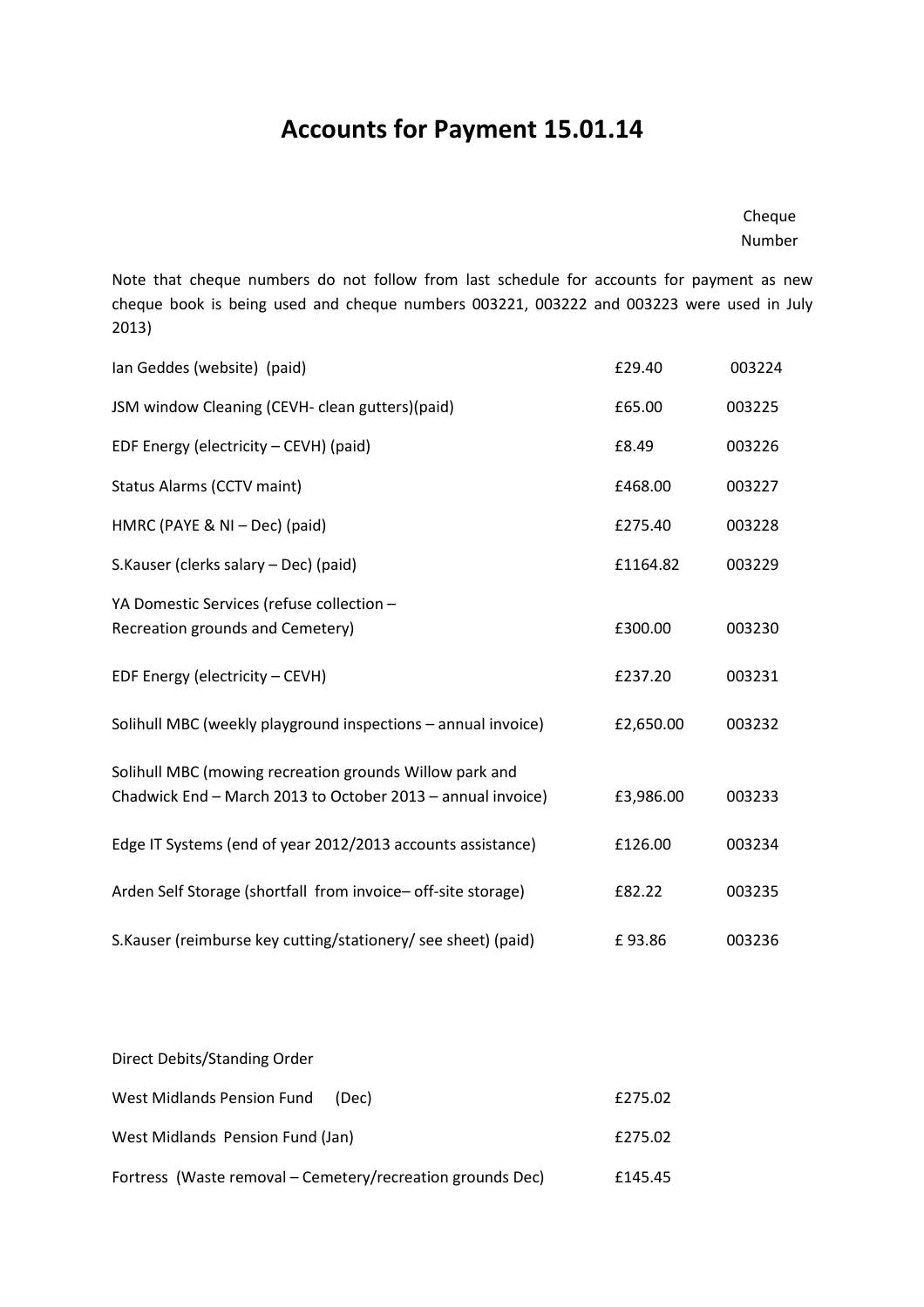# Accounts for Payment 15.01.14

Note that cheque numbers do not follow from last schedule for accounts for payment as new cheque book is being used and cheque numbers 003221, 003222 and 003223 were used in July 2013)

| | | Cheque Number |
|---|---|---|
| Ian Geddes (website) (paid) | £29.40 | 003224 |
| JSM window Cleaning (CEVH- clean gutters)(paid) | £65.00 | 003225 |
| EDF Energy (electricity – CEVH) (paid) | £8.49 | 003226 |
| Status Alarms (CCTV maint) | £468.00 | 003227 |
| HMRC (PAYE & NI – Dec) (paid) | £275.40 | 003228 |
| S.Kauser (clerks salary – Dec) (paid) | £1164.82 | 003229 |
| YA Domestic Services (refuse collection – Recreation grounds and Cemetery) | £300.00 | 003230 |
| EDF Energy (electricity – CEVH) | £237.20 | 003231 |
| Solihull MBC (weekly playground inspections – annual invoice) | £2,650.00 | 003232 |
| Solihull MBC (mowing recreation grounds Willow park and Chadwick End – March 2013 to October 2013 – annual invoice) | £3,986.00 | 003233 |
| Edge IT Systems (end of year 2012/2013 accounts assistance) | £126.00 | 003234 |
| Arden Self Storage (shortfall from invoice– off-site storage) | £82.22 | 003235 |
| S.Kauser (reimburse key cutting/stationery/ see sheet) (paid) | £ 93.86 | 003236 |

Direct Debits/Standing Order

| | |
|---|---|
| West Midlands Pension Fund (Dec) | £275.02 |
| West Midlands Pension Fund (Jan) | £275.02 |
| Fortress (Waste removal – Cemetery/recreation grounds Dec) | £145.45 |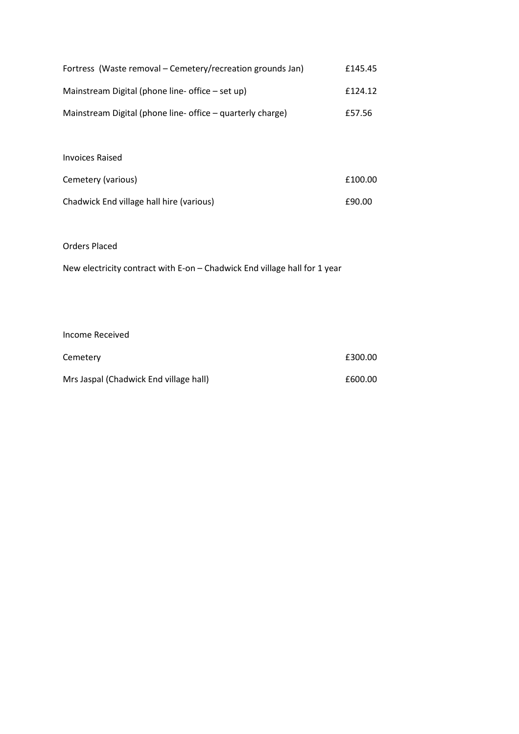| | |
|---|---|
| Fortress (Waste removal – Cemetery/recreation grounds Jan) | £145.45 |
| Mainstream Digital (phone line- office – set up) | £124.12 |
| Mainstream Digital (phone line- office – quarterly charge) | £57.56 |

Invoices Raised

| | |
|---|---|
| Cemetery (various) | £100.00 |
| Chadwick End village hall hire (various) | £90.00 |

Orders Placed

New electricity contract with E-on – Chadwick End village hall for 1 year

Income Received

| | |
|---|---|
| Cemetery | £300.00 |
| Mrs Jaspal (Chadwick End village hall) | £600.00 |